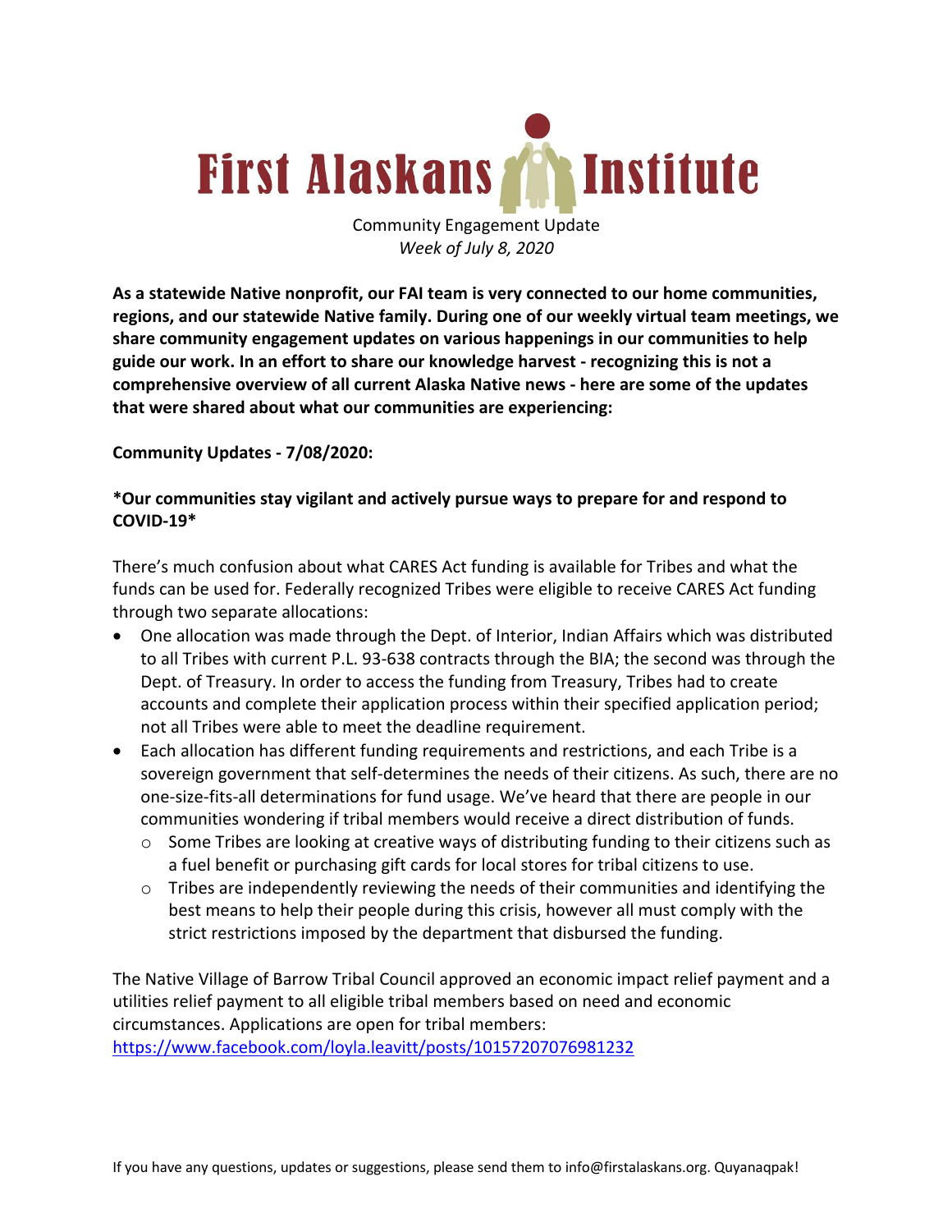# First Alaskans Institute

Community Engagement Update
*Week of July 8, 2020*

**As a statewide Native nonprofit, our FAI team is very connected to our home communities, regions, and our statewide Native family. During one of our weekly virtual team meetings, we share community engagement updates on various happenings in our communities to help guide our work. In an effort to share our knowledge harvest - recognizing this is not a comprehensive overview of all current Alaska Native news - here are some of the updates that were shared about what our communities are experiencing:**

**Community Updates - 7/08/2020:**

**\*Our communities stay vigilant and actively pursue ways to prepare for and respond to COVID-19\***

There's much confusion about what CARES Act funding is available for Tribes and what the funds can be used for. Federally recognized Tribes were eligible to receive CARES Act funding through two separate allocations:

- One allocation was made through the Dept. of Interior, Indian Affairs which was distributed to all Tribes with current P.L. 93-638 contracts through the BIA; the second was through the Dept. of Treasury. In order to access the funding from Treasury, Tribes had to create accounts and complete their application process within their specified application period; not all Tribes were able to meet the deadline requirement.
- Each allocation has different funding requirements and restrictions, and each Tribe is a sovereign government that self-determines the needs of their citizens. As such, there are no one-size-fits-all determinations for fund usage. We've heard that there are people in our communities wondering if tribal members would receive a direct distribution of funds.
  - Some Tribes are looking at creative ways of distributing funding to their citizens such as a fuel benefit or purchasing gift cards for local stores for tribal citizens to use.
  - Tribes are independently reviewing the needs of their communities and identifying the best means to help their people during this crisis, however all must comply with the strict restrictions imposed by the department that disbursed the funding.

The Native Village of Barrow Tribal Council approved an economic impact relief payment and a utilities relief payment to all eligible tribal members based on need and economic circumstances. Applications are open for tribal members: https://www.facebook.com/loyla.leavitt/posts/10157207076981232

If you have any questions, updates or suggestions, please send them to info@firstalaskans.org. Quyanaqpak!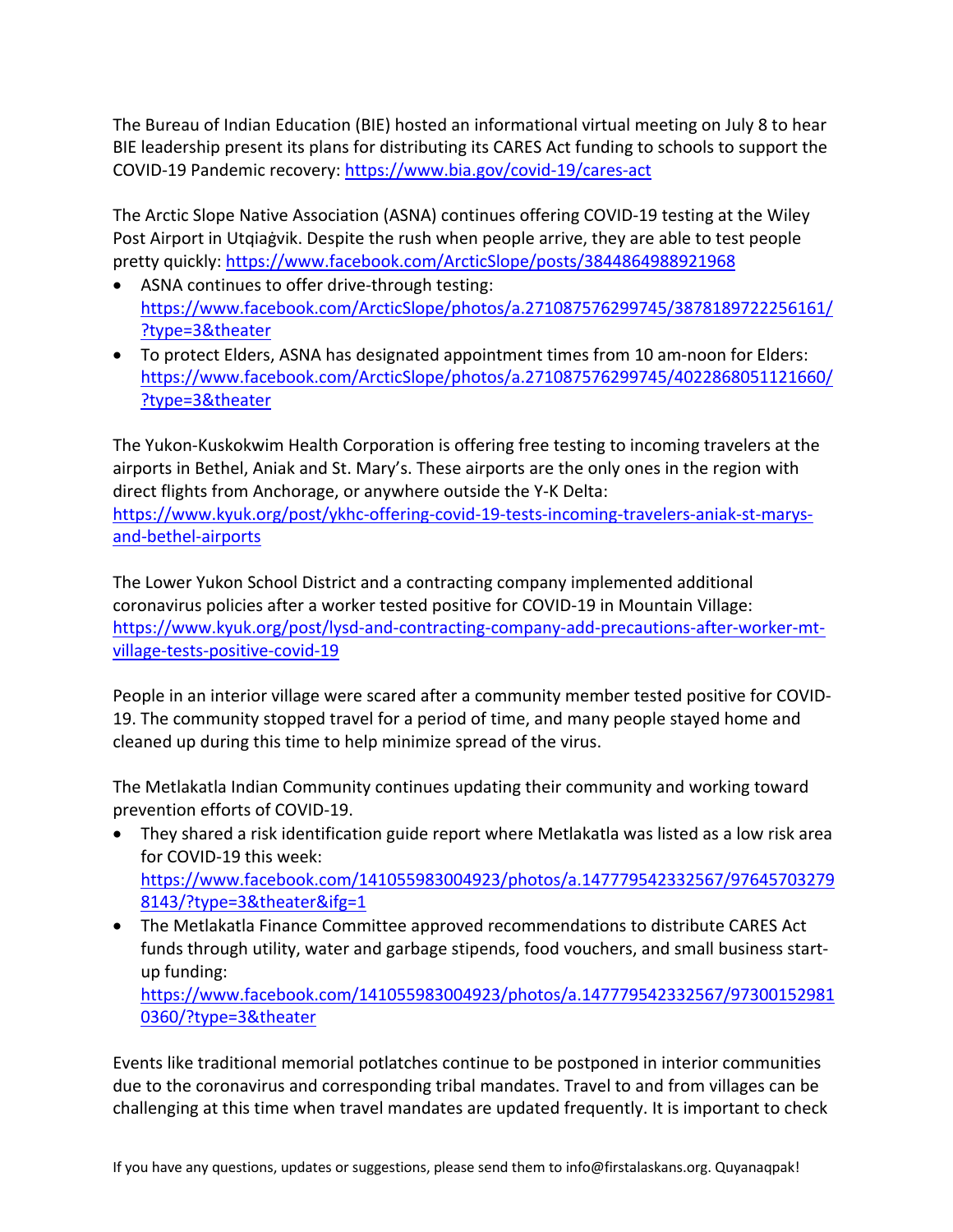The Bureau of Indian Education (BIE) hosted an informational virtual meeting on July 8 to hear BIE leadership present its plans for distributing its CARES Act funding to schools to support the COVID-19 Pandemic recovery: https://www.bia.gov/covid-19/cares-act

The Arctic Slope Native Association (ASNA) continues offering COVID-19 testing at the Wiley Post Airport in Utqiaġvik. Despite the rush when people arrive, they are able to test people pretty quickly: https://www.facebook.com/ArcticSlope/posts/3844864988921968

- ASNA continues to offer drive-through testing: https://www.facebook.com/ArcticSlope/photos/a.271087576299745/3878189722256161/?type=3&theater
- To protect Elders, ASNA has designated appointment times from 10 am-noon for Elders: https://www.facebook.com/ArcticSlope/photos/a.271087576299745/4022868051121660/?type=3&theater

The Yukon-Kuskokwim Health Corporation is offering free testing to incoming travelers at the airports in Bethel, Aniak and St. Mary's. These airports are the only ones in the region with direct flights from Anchorage, or anywhere outside the Y-K Delta: https://www.kyuk.org/post/ykhc-offering-covid-19-tests-incoming-travelers-aniak-st-marys-and-bethel-airports

The Lower Yukon School District and a contracting company implemented additional coronavirus policies after a worker tested positive for COVID-19 in Mountain Village: https://www.kyuk.org/post/lysd-and-contracting-company-add-precautions-after-worker-mt-village-tests-positive-covid-19

People in an interior village were scared after a community member tested positive for COVID-19. The community stopped travel for a period of time, and many people stayed home and cleaned up during this time to help minimize spread of the virus.

The Metlakatla Indian Community continues updating their community and working toward prevention efforts of COVID-19.

- They shared a risk identification guide report where Metlakatla was listed as a low risk area for COVID-19 this week: https://www.facebook.com/141055983004923/photos/a.147779542332567/976457032798143/?type=3&theater&ifg=1
- The Metlakatla Finance Committee approved recommendations to distribute CARES Act funds through utility, water and garbage stipends, food vouchers, and small business start-up funding: https://www.facebook.com/141055983004923/photos/a.147779542332567/973001529810360/?type=3&theater

Events like traditional memorial potlatches continue to be postponed in interior communities due to the coronavirus and corresponding tribal mandates. Travel to and from villages can be challenging at this time when travel mandates are updated frequently. It is important to check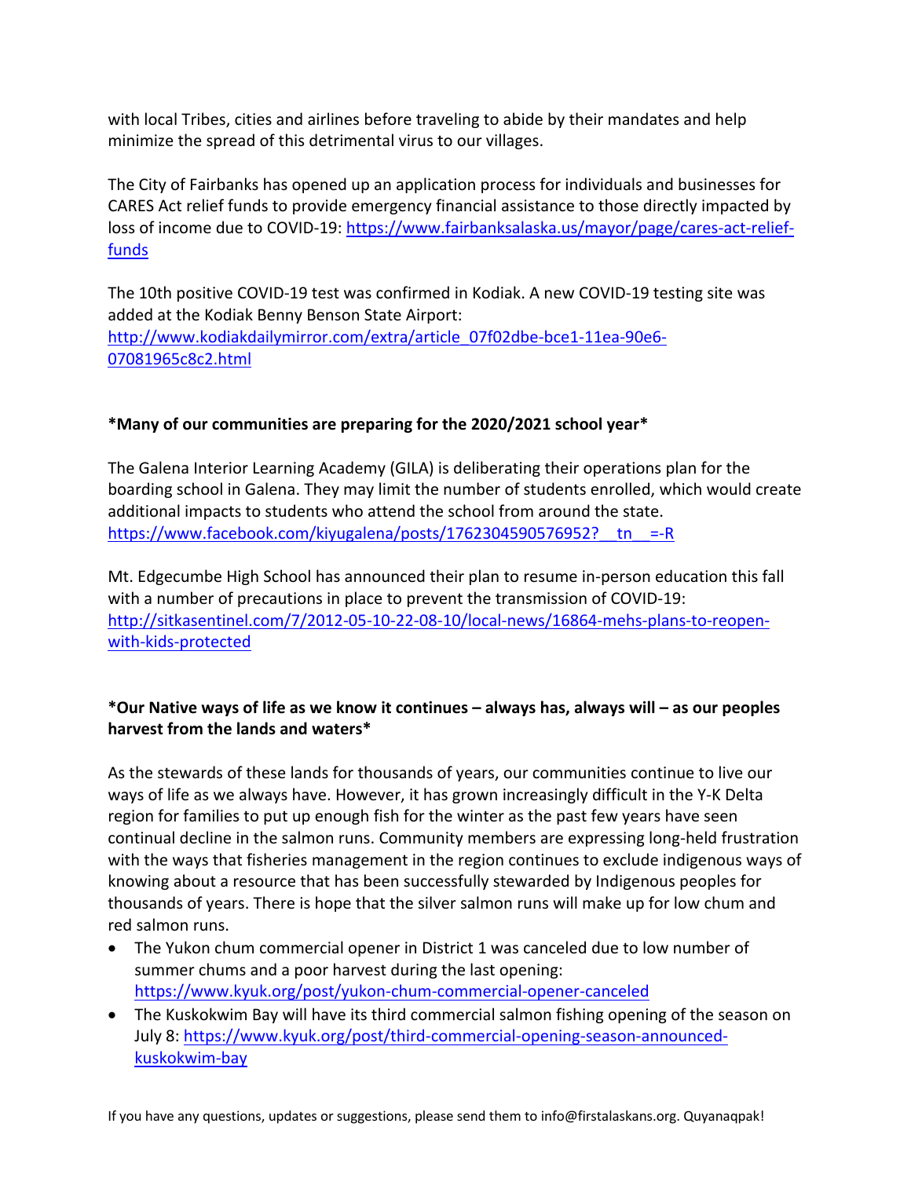with local Tribes, cities and airlines before traveling to abide by their mandates and help minimize the spread of this detrimental virus to our villages.

The City of Fairbanks has opened up an application process for individuals and businesses for CARES Act relief funds to provide emergency financial assistance to those directly impacted by loss of income due to COVID-19: https://www.fairbanksalaska.us/mayor/page/cares-act-relief-funds

The 10th positive COVID-19 test was confirmed in Kodiak. A new COVID-19 testing site was added at the Kodiak Benny Benson State Airport: http://www.kodiakdailymirror.com/extra/article_07f02dbe-bce1-11ea-90e6-07081965c8c2.html

**\*Many of our communities are preparing for the 2020/2021 school year\***

The Galena Interior Learning Academy (GILA) is deliberating their operations plan for the boarding school in Galena. They may limit the number of students enrolled, which would create additional impacts to students who attend the school from around the state. https://www.facebook.com/kiyugalena/posts/1762304590576952?__tn__=-R

Mt. Edgecumbe High School has announced their plan to resume in-person education this fall with a number of precautions in place to prevent the transmission of COVID-19: http://sitkasentinel.com/7/2012-05-10-22-08-10/local-news/16864-mehs-plans-to-reopen-with-kids-protected

**\*Our Native ways of life as we know it continues – always has, always will – as our peoples harvest from the lands and waters\***

As the stewards of these lands for thousands of years, our communities continue to live our ways of life as we always have. However, it has grown increasingly difficult in the Y-K Delta region for families to put up enough fish for the winter as the past few years have seen continual decline in the salmon runs. Community members are expressing long-held frustration with the ways that fisheries management in the region continues to exclude indigenous ways of knowing about a resource that has been successfully stewarded by Indigenous peoples for thousands of years. There is hope that the silver salmon runs will make up for low chum and red salmon runs.

- The Yukon chum commercial opener in District 1 was canceled due to low number of summer chums and a poor harvest during the last opening: https://www.kyuk.org/post/yukon-chum-commercial-opener-canceled
- The Kuskokwim Bay will have its third commercial salmon fishing opening of the season on July 8: https://www.kyuk.org/post/third-commercial-opening-season-announced-kuskokwim-bay

If you have any questions, updates or suggestions, please send them to info@firstalaskans.org. Quyanaqpak!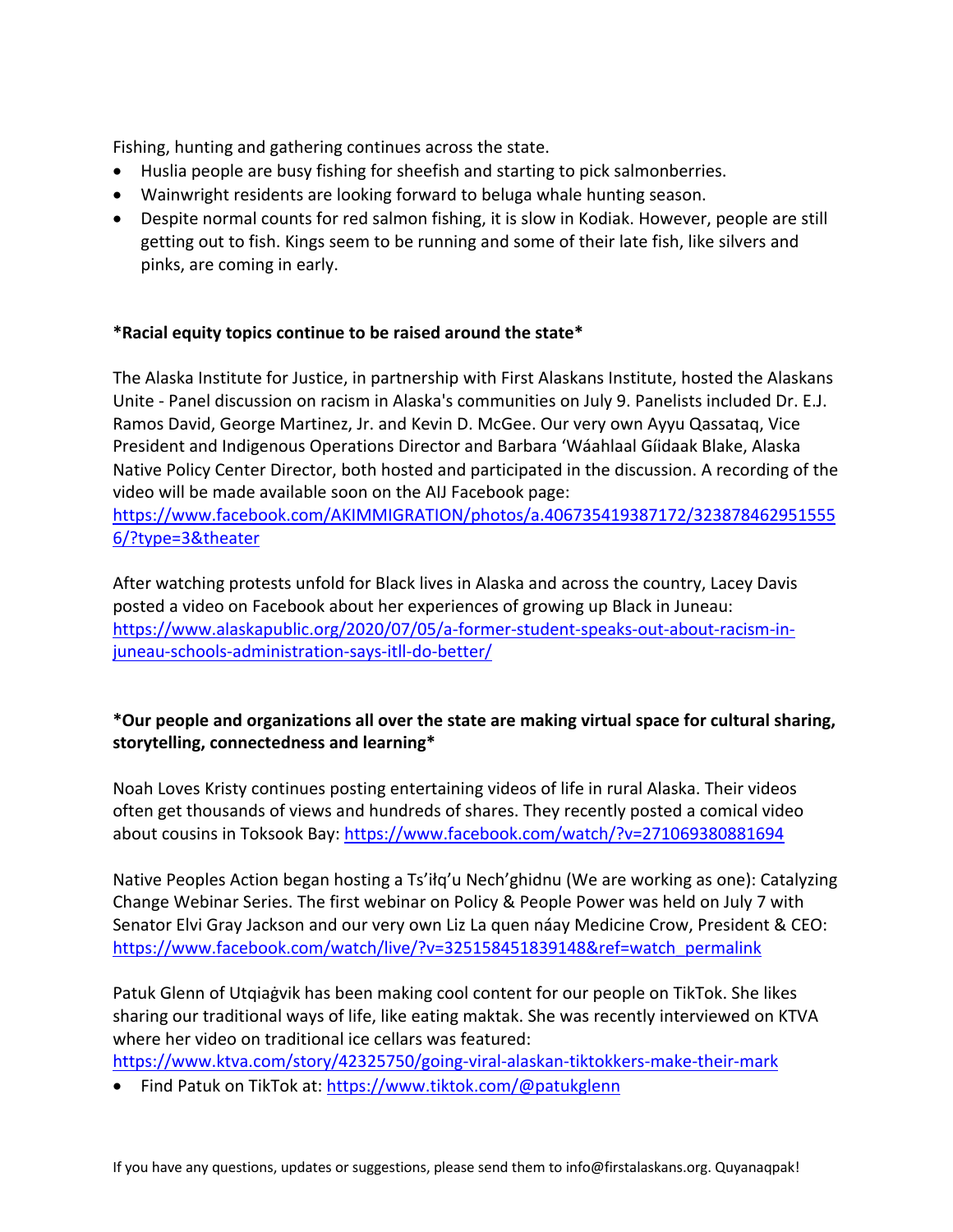Fishing, hunting and gathering continues across the state.

- Huslia people are busy fishing for sheefish and starting to pick salmonberries.
- Wainwright residents are looking forward to beluga whale hunting season.
- Despite normal counts for red salmon fishing, it is slow in Kodiak. However, people are still getting out to fish. Kings seem to be running and some of their late fish, like silvers and pinks, are coming in early.

**\*Racial equity topics continue to be raised around the state\***

The Alaska Institute for Justice, in partnership with First Alaskans Institute, hosted the Alaskans Unite - Panel discussion on racism in Alaska's communities on July 9. Panelists included Dr. E.J. Ramos David, George Martinez, Jr. and Kevin D. McGee. Our very own Ayyu Qassataq, Vice President and Indigenous Operations Director and Barbara 'Wáahlaal Gíidaak Blake, Alaska Native Policy Center Director, both hosted and participated in the discussion. A recording of the video will be made available soon on the AIJ Facebook page: https://www.facebook.com/AKIMMIGRATION/photos/a.406735419387172/3238784629515556/?type=3&theater

After watching protests unfold for Black lives in Alaska and across the country, Lacey Davis posted a video on Facebook about her experiences of growing up Black in Juneau: https://www.alaskapublic.org/2020/07/05/a-former-student-speaks-out-about-racism-in-juneau-schools-administration-says-itll-do-better/

**\*Our people and organizations all over the state are making virtual space for cultural sharing, storytelling, connectedness and learning\***

Noah Loves Kristy continues posting entertaining videos of life in rural Alaska. Their videos often get thousands of views and hundreds of shares. They recently posted a comical video about cousins in Toksook Bay: https://www.facebook.com/watch/?v=271069380881694

Native Peoples Action began hosting a Ts'iłq'u Nech'ghidnu (We are working as one): Catalyzing Change Webinar Series. The first webinar on Policy & People Power was held on July 7 with Senator Elvi Gray Jackson and our very own Liz La quen náay Medicine Crow, President & CEO: https://www.facebook.com/watch/live/?v=325158451839148&ref=watch_permalink

Patuk Glenn of Utqiaġvik has been making cool content for our people on TikTok. She likes sharing our traditional ways of life, like eating maktak. She was recently interviewed on KTVA where her video on traditional ice cellars was featured: https://www.ktva.com/story/42325750/going-viral-alaskan-tiktokkers-make-their-mark

- Find Patuk on TikTok at: https://www.tiktok.com/@patukglenn

If you have any questions, updates or suggestions, please send them to info@firstalaskans.org. Quyanaqpak!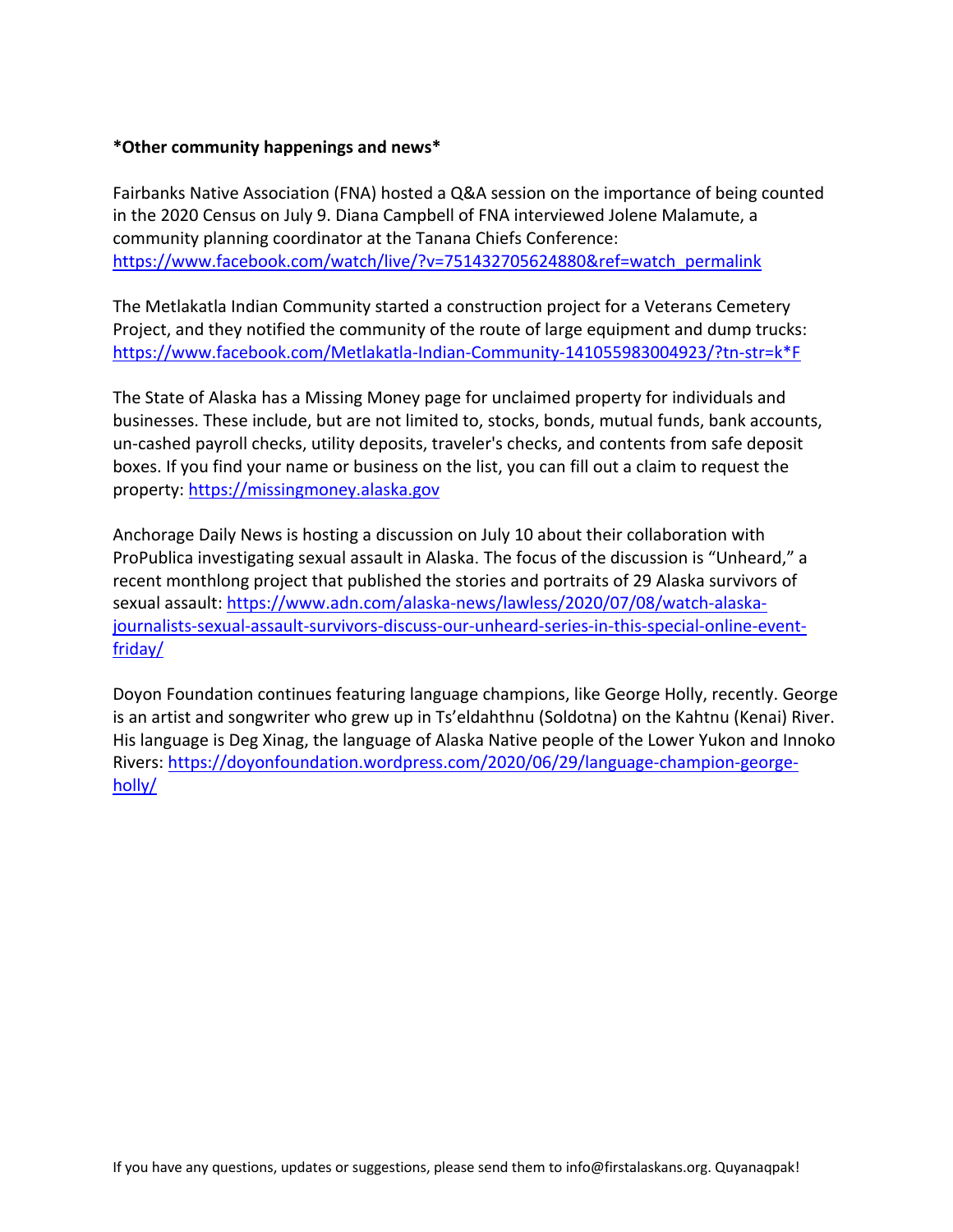**\*Other community happenings and news\***

Fairbanks Native Association (FNA) hosted a Q&A session on the importance of being counted in the 2020 Census on July 9. Diana Campbell of FNA interviewed Jolene Malamute, a community planning coordinator at the Tanana Chiefs Conference: https://www.facebook.com/watch/live/?v=751432705624880&ref=watch_permalink

The Metlakatla Indian Community started a construction project for a Veterans Cemetery Project, and they notified the community of the route of large equipment and dump trucks: https://www.facebook.com/Metlakatla-Indian-Community-141055983004923/?tn-str=k*F

The State of Alaska has a Missing Money page for unclaimed property for individuals and businesses. These include, but are not limited to, stocks, bonds, mutual funds, bank accounts, un-cashed payroll checks, utility deposits, traveler's checks, and contents from safe deposit boxes. If you find your name or business on the list, you can fill out a claim to request the property: https://missingmoney.alaska.gov

Anchorage Daily News is hosting a discussion on July 10 about their collaboration with ProPublica investigating sexual assault in Alaska. The focus of the discussion is "Unheard," a recent monthlong project that published the stories and portraits of 29 Alaska survivors of sexual assault: https://www.adn.com/alaska-news/lawless/2020/07/08/watch-alaska-journalists-sexual-assault-survivors-discuss-our-unheard-series-in-this-special-online-event-friday/

Doyon Foundation continues featuring language champions, like George Holly, recently. George is an artist and songwriter who grew up in Ts'eldahthnu (Soldotna) on the Kahtnu (Kenai) River. His language is Deg Xinag, the language of Alaska Native people of the Lower Yukon and Innoko Rivers: https://doyonfoundation.wordpress.com/2020/06/29/language-champion-george-holly/

If you have any questions, updates or suggestions, please send them to info@firstalaskans.org. Quyanaqpak!